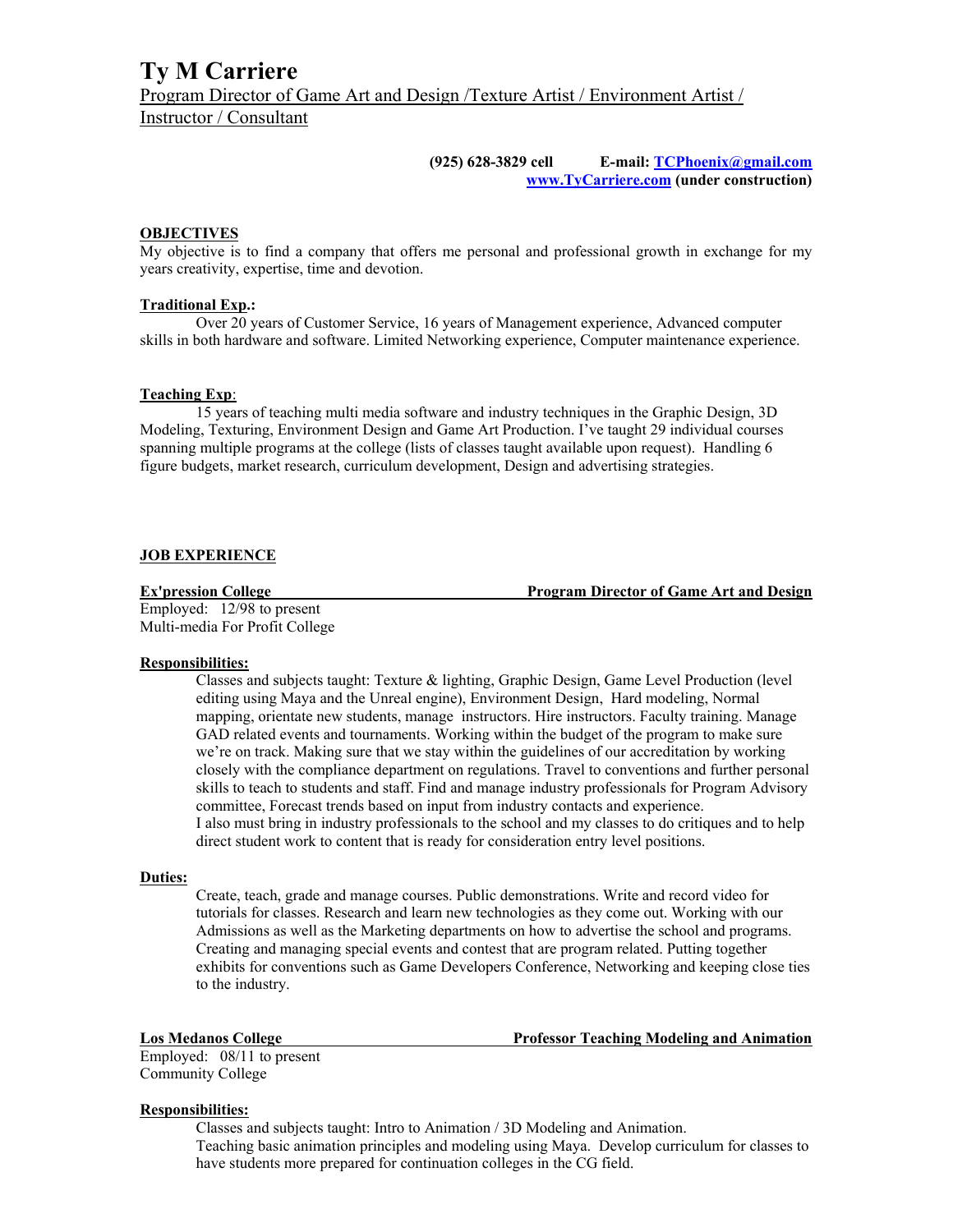# Ty M Carriere

Program Director of Game Art and Design /Texture Artist / Environment Artist / Instructor / Consultant

**(925) 628-3829 cell** **E-mail: TCPhoenix@gmail.com**
**www.TyCarriere.com (under construction)**

## OBJECTIVES

My objective is to find a company that offers me personal and professional growth in exchange for my years creativity, expertise, time and devotion.

## Traditional Exp.:

Over 20 years of Customer Service, 16 years of Management experience, Advanced computer skills in both hardware and software. Limited Networking experience, Computer maintenance experience.

## Teaching Exp:

15 years of teaching multi media software and industry techniques in the Graphic Design, 3D Modeling, Texturing, Environment Design and Game Art Production. I've taught 29 individual courses spanning multiple programs at the college (lists of classes taught available upon request). Handling 6 figure budgets, market research, curriculum development, Design and advertising strategies.

## JOB EXPERIENCE

**Ex'pression College** — **Program Director of Game Art and Design**

Employed: 12/98 to present
Multi-media For Profit College

**Responsibilities:**

Classes and subjects taught: Texture & lighting, Graphic Design, Game Level Production (level editing using Maya and the Unreal engine), Environment Design, Hard modeling, Normal mapping, orientate new students, manage instructors. Hire instructors. Faculty training. Manage GAD related events and tournaments. Working within the budget of the program to make sure we're on track. Making sure that we stay within the guidelines of our accreditation by working closely with the compliance department on regulations. Travel to conventions and further personal skills to teach to students and staff. Find and manage industry professionals for Program Advisory committee, Forecast trends based on input from industry contacts and experience.
I also must bring in industry professionals to the school and my classes to do critiques and to help direct student work to content that is ready for consideration entry level positions.

**Duties:**

Create, teach, grade and manage courses. Public demonstrations. Write and record video for tutorials for classes. Research and learn new technologies as they come out. Working with our Admissions as well as the Marketing departments on how to advertise the school and programs. Creating and managing special events and contest that are program related. Putting together exhibits for conventions such as Game Developers Conference, Networking and keeping close ties to the industry.

**Los Medanos College** — **Professor Teaching Modeling and Animation**

Employed: 08/11 to present
Community College

**Responsibilities:**

Classes and subjects taught: Intro to Animation / 3D Modeling and Animation.
Teaching basic animation principles and modeling using Maya. Develop curriculum for classes to have students more prepared for continuation colleges in the CG field.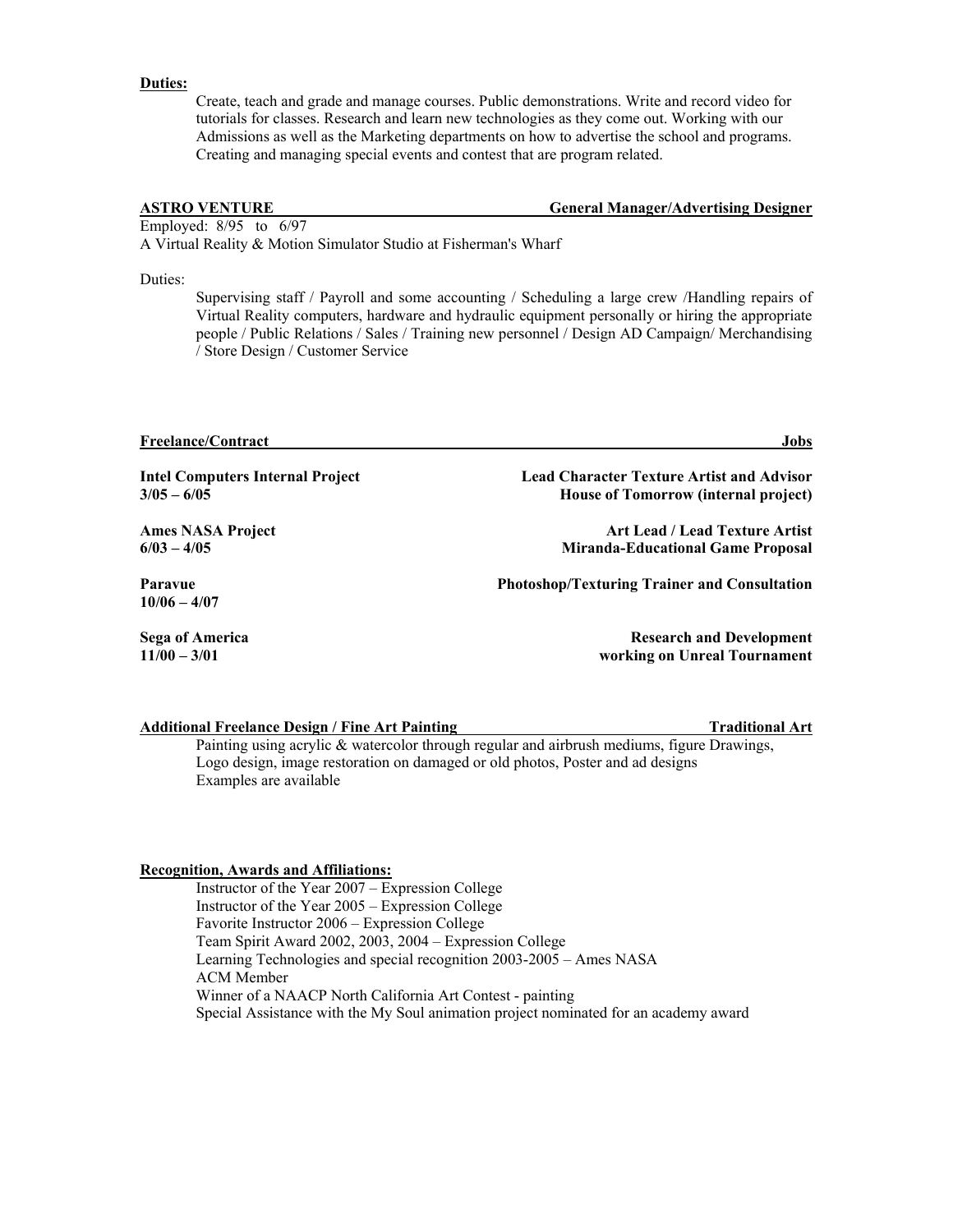**Duties:**

Create, teach and grade and manage courses. Public demonstrations. Write and record video for tutorials for classes. Research and learn new technologies as they come out. Working with our Admissions as well as the Marketing departments on how to advertise the school and programs. Creating and managing special events and contest that are program related.

**ASTRO VENTURE** — **General Manager/Advertising Designer**

Employed: 8/95 to 6/97

A Virtual Reality & Motion Simulator Studio at Fisherman's Wharf

Duties:

Supervising staff / Payroll and some accounting / Scheduling a large crew /Handling repairs of Virtual Reality computers, hardware and hydraulic equipment personally or hiring the appropriate people / Public Relations / Sales / Training new personnel / Design AD Campaign/ Merchandising / Store Design / Customer Service

**Freelance/Contract** — **Jobs**

**Intel Computers Internal Project** — **Lead Character Texture Artist and Advisor**
**3/05 – 6/05** — **House of Tomorrow (internal project)**

**Ames NASA Project** — **Art Lead / Lead Texture Artist**
**6/03 – 4/05** — **Miranda-Educational Game Proposal**

**Paravue** — **Photoshop/Texturing Trainer and Consultation**
**10/06 – 4/07**

**Sega of America** — **Research and Development**
**11/00 – 3/01** — **working on Unreal Tournament**

**Additional Freelance Design / Fine Art Painting** — **Traditional Art**

Painting using acrylic & watercolor through regular and airbrush mediums, figure Drawings, Logo design, image restoration on damaged or old photos, Poster and ad designs
Examples are available

**Recognition, Awards and Affiliations:**

Instructor of the Year 2007 – Expression College
Instructor of the Year 2005 – Expression College
Favorite Instructor 2006 – Expression College
Team Spirit Award 2002, 2003, 2004 – Expression College
Learning Technologies and special recognition 2003-2005 – Ames NASA
ACM Member
Winner of a NAACP North California Art Contest - painting
Special Assistance with the My Soul animation project nominated for an academy award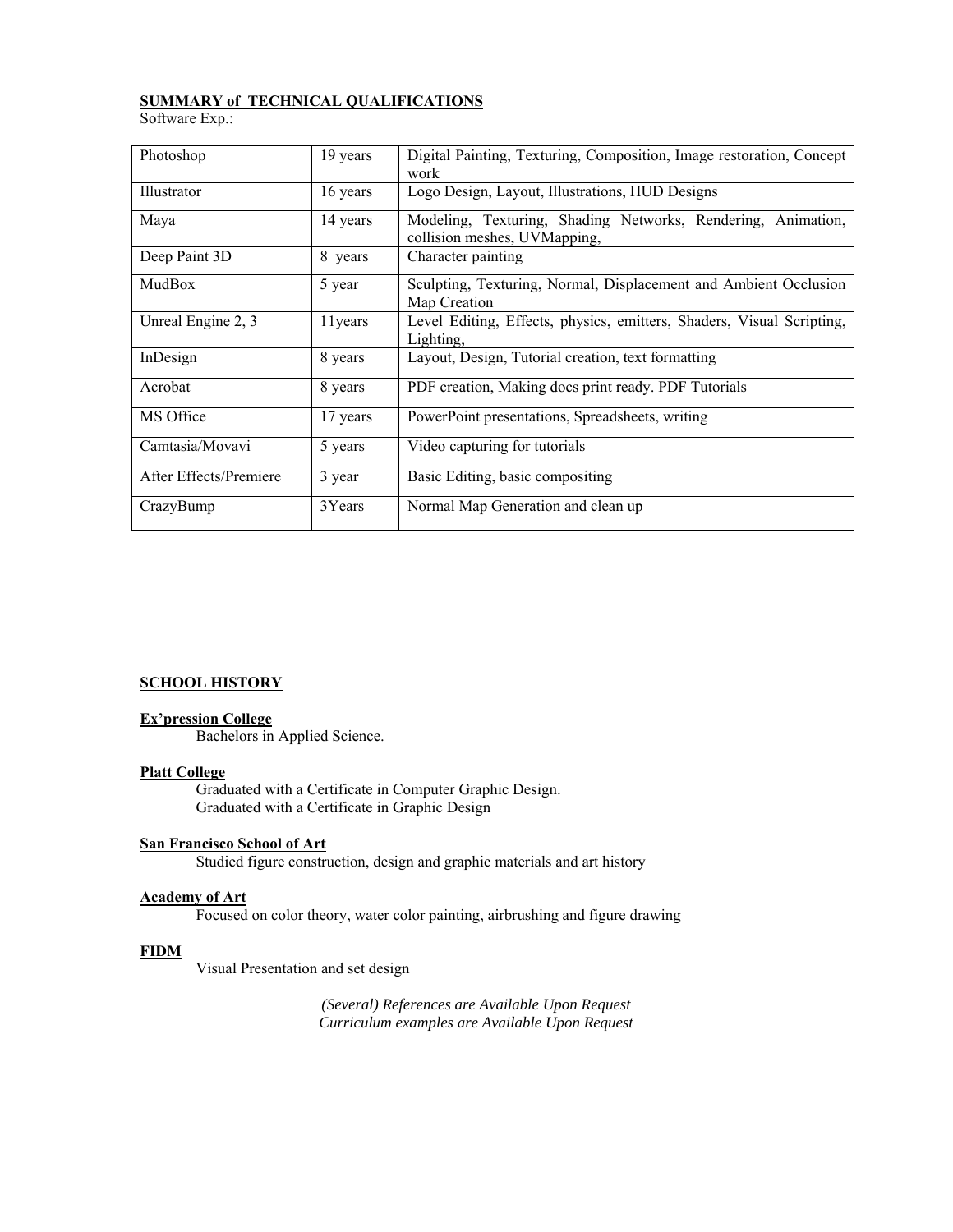**SUMMARY of TECHNICAL QUALIFICATIONS**

Software Exp.:

| | | |
|---|---|---|
| Photoshop | 19 years | Digital Painting, Texturing, Composition, Image restoration, Concept work |
| Illustrator | 16 years | Logo Design, Layout, Illustrations, HUD Designs |
| Maya | 14 years | Modeling, Texturing, Shading Networks, Rendering, Animation, collision meshes, UVMapping, |
| Deep Paint 3D | 8 years | Character painting |
| MudBox | 5 year | Sculpting, Texturing, Normal, Displacement and Ambient Occlusion Map Creation |
| Unreal Engine 2, 3 | 11years | Level Editing, Effects, physics, emitters, Shaders, Visual Scripting, Lighting, |
| InDesign | 8 years | Layout, Design, Tutorial creation, text formatting |
| Acrobat | 8 years | PDF creation, Making docs print ready. PDF Tutorials |
| MS Office | 17 years | PowerPoint presentations, Spreadsheets, writing |
| Camtasia/Movavi | 5 years | Video capturing for tutorials |
| After Effects/Premiere | 3 year | Basic Editing, basic compositing |
| CrazyBump | 3Years | Normal Map Generation and clean up |

**SCHOOL HISTORY**

**Ex'pression College**

Bachelors in Applied Science.

**Platt College**

Graduated with a Certificate in Computer Graphic Design.
Graduated with a Certificate in Graphic Design

**San Francisco School of Art**

Studied figure construction, design and graphic materials and art history

**Academy of Art**

Focused on color theory, water color painting, airbrushing and figure drawing

**FIDM**

Visual Presentation and set design

*(Several) References are Available Upon Request*
*Curriculum examples are Available Upon Request*